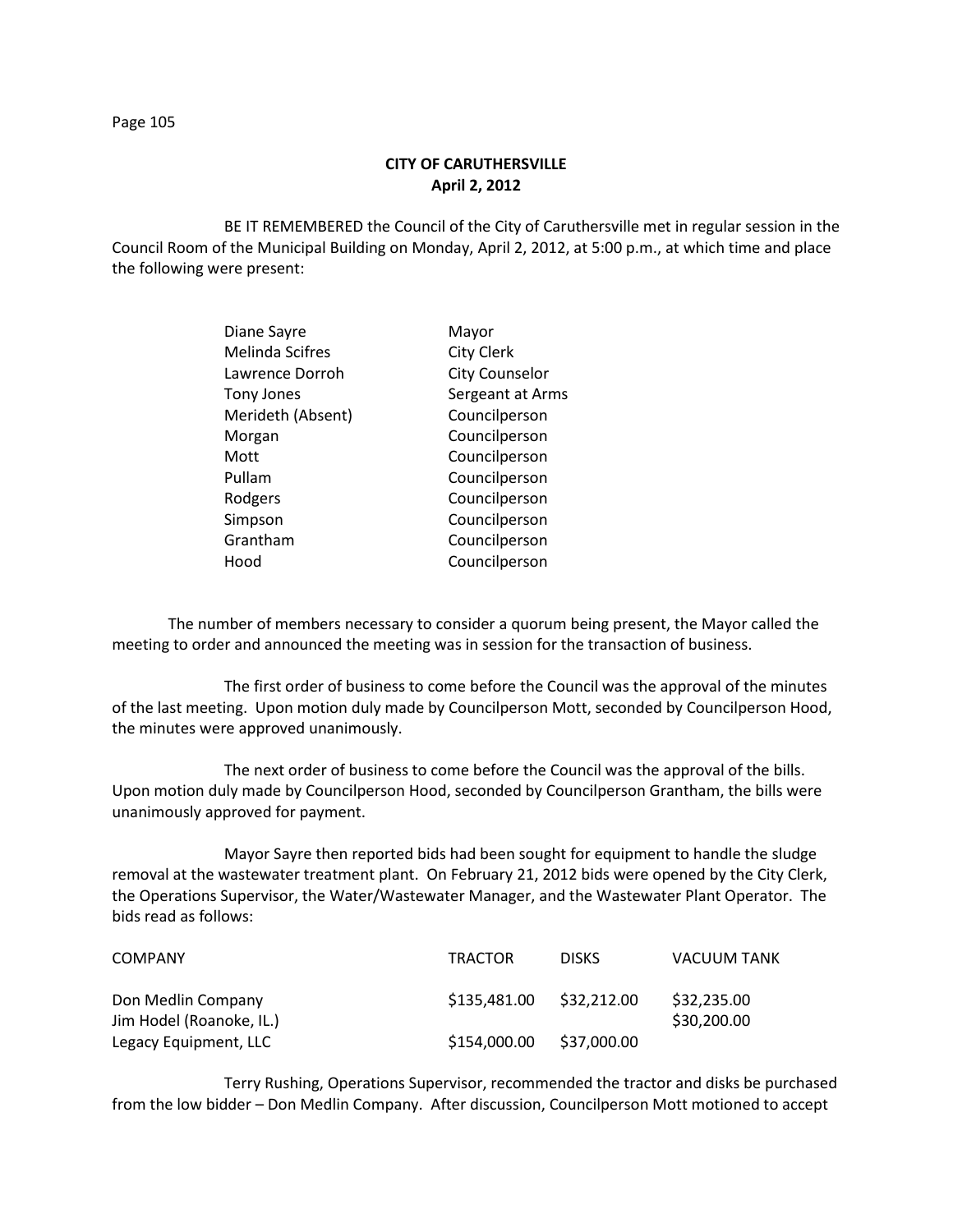# CITY OF CARUTHERSVILLE
## April 2, 2012

BE IT REMEMBERED the Council of the City of Caruthersville met in regular session in the Council Room of the Municipal Building on Monday, April 2, 2012, at 5:00 p.m., at which time and place the following were present:

| | |
|---|---|
| Diane Sayre | Mayor |
| Melinda Scifres | City Clerk |
| Lawrence Dorroh | City Counselor |
| Tony Jones | Sergeant at Arms |
| Merideth (Absent) | Councilperson |
| Morgan | Councilperson |
| Mott | Councilperson |
| Pullam | Councilperson |
| Rodgers | Councilperson |
| Simpson | Councilperson |
| Grantham | Councilperson |
| Hood | Councilperson |

The number of members necessary to consider a quorum being present, the Mayor called the meeting to order and announced the meeting was in session for the transaction of business.

The first order of business to come before the Council was the approval of the minutes of the last meeting. Upon motion duly made by Councilperson Mott, seconded by Councilperson Hood, the minutes were approved unanimously.

The next order of business to come before the Council was the approval of the bills. Upon motion duly made by Councilperson Hood, seconded by Councilperson Grantham, the bills were unanimously approved for payment.

Mayor Sayre then reported bids had been sought for equipment to handle the sludge removal at the wastewater treatment plant. On February 21, 2012 bids were opened by the City Clerk, the Operations Supervisor, the Water/Wastewater Manager, and the Wastewater Plant Operator. The bids read as follows:

| COMPANY | TRACTOR | DISKS | VACUUM TANK |
|---|---|---|---|
| Don Medlin Company | $135,481.00 | $32,212.00 | $32,235.00 |
| Jim Hodel (Roanoke, IL.) | | | $30,200.00 |
| Legacy Equipment, LLC | $154,000.00 | $37,000.00 | |

Terry Rushing, Operations Supervisor, recommended the tractor and disks be purchased from the low bidder – Don Medlin Company. After discussion, Councilperson Mott motioned to accept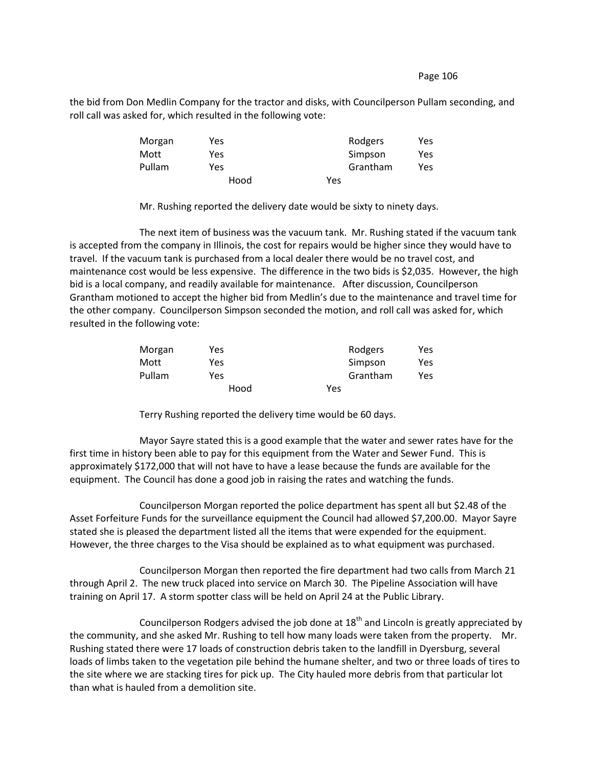the bid from Don Medlin Company for the tractor and disks, with Councilperson Pullam seconding, and roll call was asked for, which resulted in the following vote:

| | | | |
|---|---|---|---|
| Morgan | Yes | Rodgers | Yes |
| Mott | Yes | Simpson | Yes |
| Pullam | Yes | Grantham | Yes |
| | Hood | Yes | |

Mr. Rushing reported the delivery date would be sixty to ninety days.

The next item of business was the vacuum tank. Mr. Rushing stated if the vacuum tank is accepted from the company in Illinois, the cost for repairs would be higher since they would have to travel. If the vacuum tank is purchased from a local dealer there would be no travel cost, and maintenance cost would be less expensive. The difference in the two bids is $2,035. However, the high bid is a local company, and readily available for maintenance. After discussion, Councilperson Grantham motioned to accept the higher bid from Medlin's due to the maintenance and travel time for the other company. Councilperson Simpson seconded the motion, and roll call was asked for, which resulted in the following vote:

| | | | |
|---|---|---|---|
| Morgan | Yes | Rodgers | Yes |
| Mott | Yes | Simpson | Yes |
| Pullam | Yes | Grantham | Yes |
| | Hood | Yes | |

Terry Rushing reported the delivery time would be 60 days.

Mayor Sayre stated this is a good example that the water and sewer rates have for the first time in history been able to pay for this equipment from the Water and Sewer Fund. This is approximately $172,000 that will not have to have a lease because the funds are available for the equipment. The Council has done a good job in raising the rates and watching the funds.

Councilperson Morgan reported the police department has spent all but $2.48 of the Asset Forfeiture Funds for the surveillance equipment the Council had allowed $7,200.00. Mayor Sayre stated she is pleased the department listed all the items that were expended for the equipment. However, the three charges to the Visa should be explained as to what equipment was purchased.

Councilperson Morgan then reported the fire department had two calls from March 21 through April 2. The new truck placed into service on March 30. The Pipeline Association will have training on April 17. A storm spotter class will be held on April 24 at the Public Library.

Councilperson Rodgers advised the job done at 18th and Lincoln is greatly appreciated by the community, and she asked Mr. Rushing to tell how many loads were taken from the property. Mr. Rushing stated there were 17 loads of construction debris taken to the landfill in Dyersburg, several loads of limbs taken to the vegetation pile behind the humane shelter, and two or three loads of tires to the site where we are stacking tires for pick up. The City hauled more debris from that particular lot than what is hauled from a demolition site.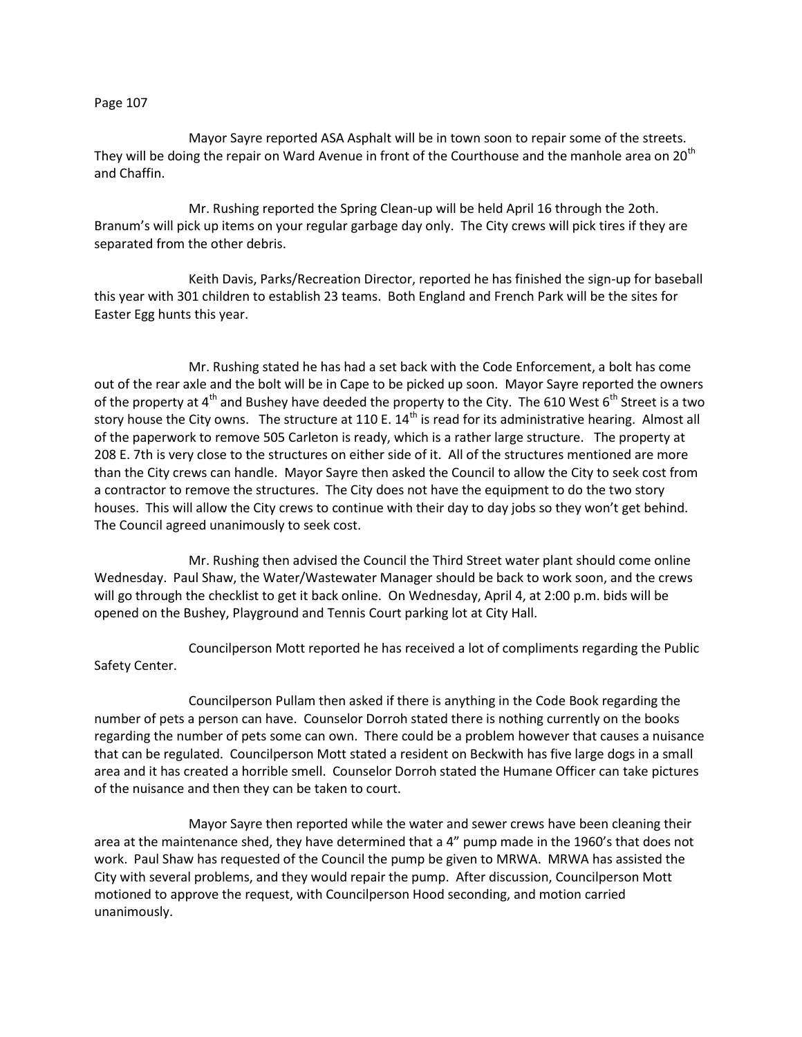Mayor Sayre reported ASA Asphalt will be in town soon to repair some of the streets. They will be doing the repair on Ward Avenue in front of the Courthouse and the manhole area on 20th and Chaffin.

Mr. Rushing reported the Spring Clean-up will be held April 16 through the 2oth. Branum's will pick up items on your regular garbage day only. The City crews will pick tires if they are separated from the other debris.

Keith Davis, Parks/Recreation Director, reported he has finished the sign-up for baseball this year with 301 children to establish 23 teams. Both England and French Park will be the sites for Easter Egg hunts this year.

Mr. Rushing stated he has had a set back with the Code Enforcement, a bolt has come out of the rear axle and the bolt will be in Cape to be picked up soon. Mayor Sayre reported the owners of the property at 4th and Bushey have deeded the property to the City. The 610 West 6th Street is a two story house the City owns. The structure at 110 E. 14th is read for its administrative hearing. Almost all of the paperwork to remove 505 Carleton is ready, which is a rather large structure. The property at 208 E. 7th is very close to the structures on either side of it. All of the structures mentioned are more than the City crews can handle. Mayor Sayre then asked the Council to allow the City to seek cost from a contractor to remove the structures. The City does not have the equipment to do the two story houses. This will allow the City crews to continue with their day to day jobs so they won't get behind. The Council agreed unanimously to seek cost.

Mr. Rushing then advised the Council the Third Street water plant should come online Wednesday. Paul Shaw, the Water/Wastewater Manager should be back to work soon, and the crews will go through the checklist to get it back online. On Wednesday, April 4, at 2:00 p.m. bids will be opened on the Bushey, Playground and Tennis Court parking lot at City Hall.

Councilperson Mott reported he has received a lot of compliments regarding the Public Safety Center.

Councilperson Pullam then asked if there is anything in the Code Book regarding the number of pets a person can have. Counselor Dorroh stated there is nothing currently on the books regarding the number of pets some can own. There could be a problem however that causes a nuisance that can be regulated. Councilperson Mott stated a resident on Beckwith has five large dogs in a small area and it has created a horrible smell. Counselor Dorroh stated the Humane Officer can take pictures of the nuisance and then they can be taken to court.

Mayor Sayre then reported while the water and sewer crews have been cleaning their area at the maintenance shed, they have determined that a 4" pump made in the 1960's that does not work. Paul Shaw has requested of the Council the pump be given to MRWA. MRWA has assisted the City with several problems, and they would repair the pump. After discussion, Councilperson Mott motioned to approve the request, with Councilperson Hood seconding, and motion carried unanimously.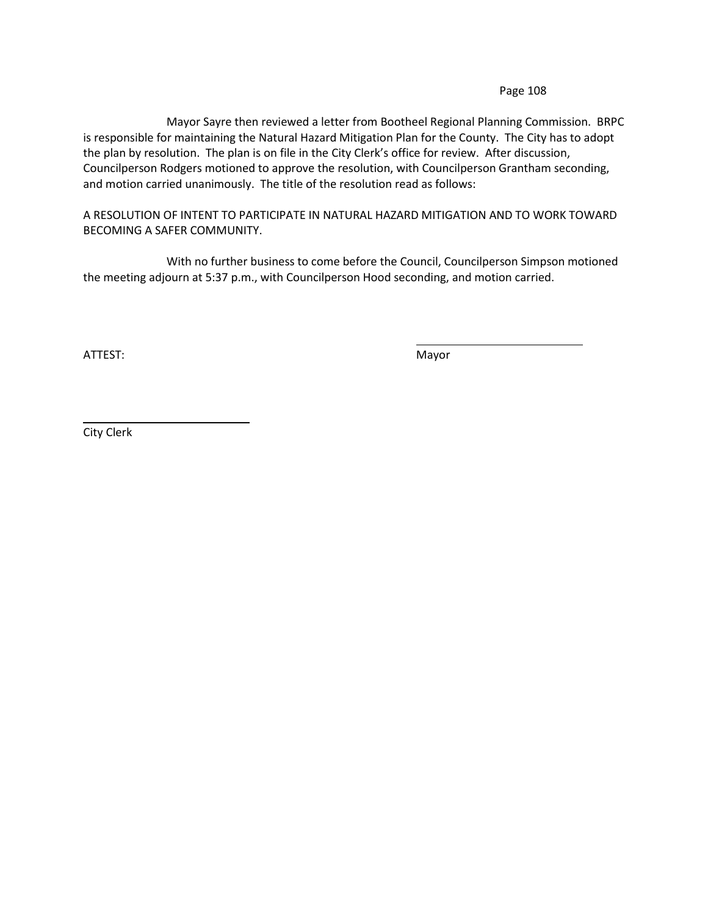Mayor Sayre then reviewed a letter from Bootheel Regional Planning Commission. BRPC is responsible for maintaining the Natural Hazard Mitigation Plan for the County. The City has to adopt the plan by resolution. The plan is on file in the City Clerk's office for review. After discussion, Councilperson Rodgers motioned to approve the resolution, with Councilperson Grantham seconding, and motion carried unanimously. The title of the resolution read as follows:

A RESOLUTION OF INTENT TO PARTICIPATE IN NATURAL HAZARD MITIGATION AND TO WORK TOWARD BECOMING A SAFER COMMUNITY.

With no further business to come before the Council, Councilperson Simpson motioned the meeting adjourn at 5:37 p.m., with Councilperson Hood seconding, and motion carried.

ATTEST:

\_\_\_\_\_\_\_\_\_\_\_\_\_\_\_\_\_\_\_\_\_\_\_\_\_\_\_\_
Mayor

\_\_\_\_\_\_\_\_\_\_\_\_\_\_\_\_\_\_\_\_\_\_\_\_\_\_\_\_
City Clerk